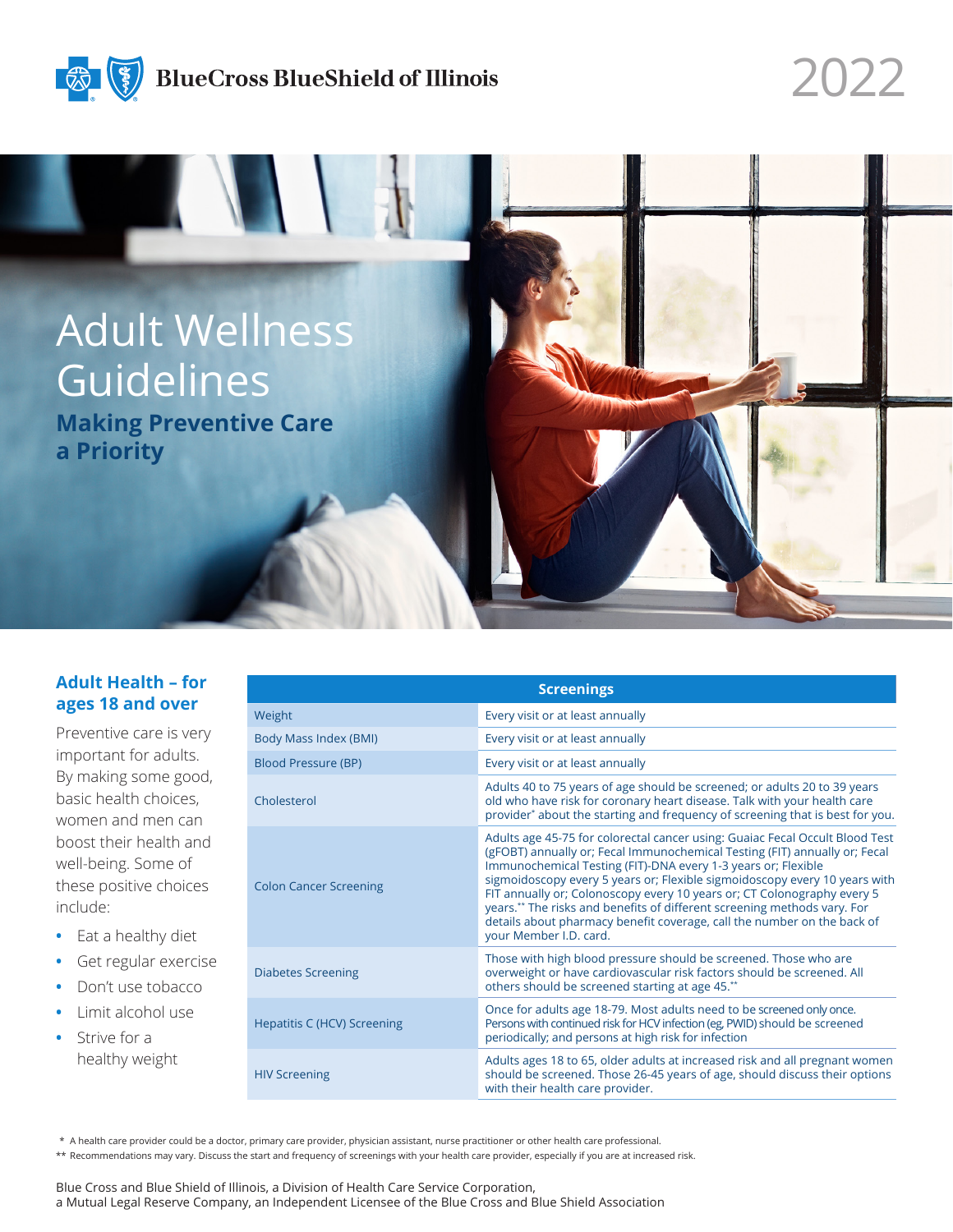BlueCross BlueShield of Illinois

2022

# Adult Wellness Guidelines

## Making Preventive Care a Priority

### Adult Health – for ages 18 and over

Preventive care is very important for adults. By making some good, basic health choices, women and men can boost their health and well-being. Some of these positive choices include:

- Eat a healthy diet
- Get regular exercise
- Don't use tobacco
- Limit alcohol use
- Strive for a healthy weight

| Screenings | |
|---|---|
| Weight | Every visit or at least annually |
| Body Mass Index (BMI) | Every visit or at least annually |
| Blood Pressure (BP) | Every visit or at least annually |
| Cholesterol | Adults 40 to 75 years of age should be screened; or adults 20 to 39 years old who have risk for coronary heart disease. Talk with your health care provider* about the starting and frequency of screening that is best for you. |
| Colon Cancer Screening | Adults age 45-75 for colorectal cancer using: Guaiac Fecal Occult Blood Test (gFOBT) annually or; Fecal Immunochemical Testing (FIT) annually or; Fecal Immunochemical Testing (FIT)-DNA every 1-3 years or; Flexible sigmoidoscopy every 5 years or; Flexible sigmoidoscopy every 10 years with FIT annually or; Colonoscopy every 10 years or; CT Colonography every 5 years.** The risks and benefits of different screening methods vary. For details about pharmacy benefit coverage, call the number on the back of your Member I.D. card. |
| Diabetes Screening | Those with high blood pressure should be screened. Those who are overweight or have cardiovascular risk factors should be screened. All others should be screened starting at age 45.** |
| Hepatitis C (HCV) Screening | Once for adults age 18-79. Most adults need to be screened only once. Persons with continued risk for HCV infection (eg, PWID) should be screened periodically; and persons at high risk for infection |
| HIV Screening | Adults ages 18 to 65, older adults at increased risk and all pregnant women should be screened. Those 26-45 years of age, should discuss their options with their health care provider. |

\* A health care provider could be a doctor, primary care provider, physician assistant, nurse practitioner or other health care professional.

\** Recommendations may vary. Discuss the start and frequency of screenings with your health care provider, especially if you are at increased risk.

Blue Cross and Blue Shield of Illinois, a Division of Health Care Service Corporation, a Mutual Legal Reserve Company, an Independent Licensee of the Blue Cross and Blue Shield Association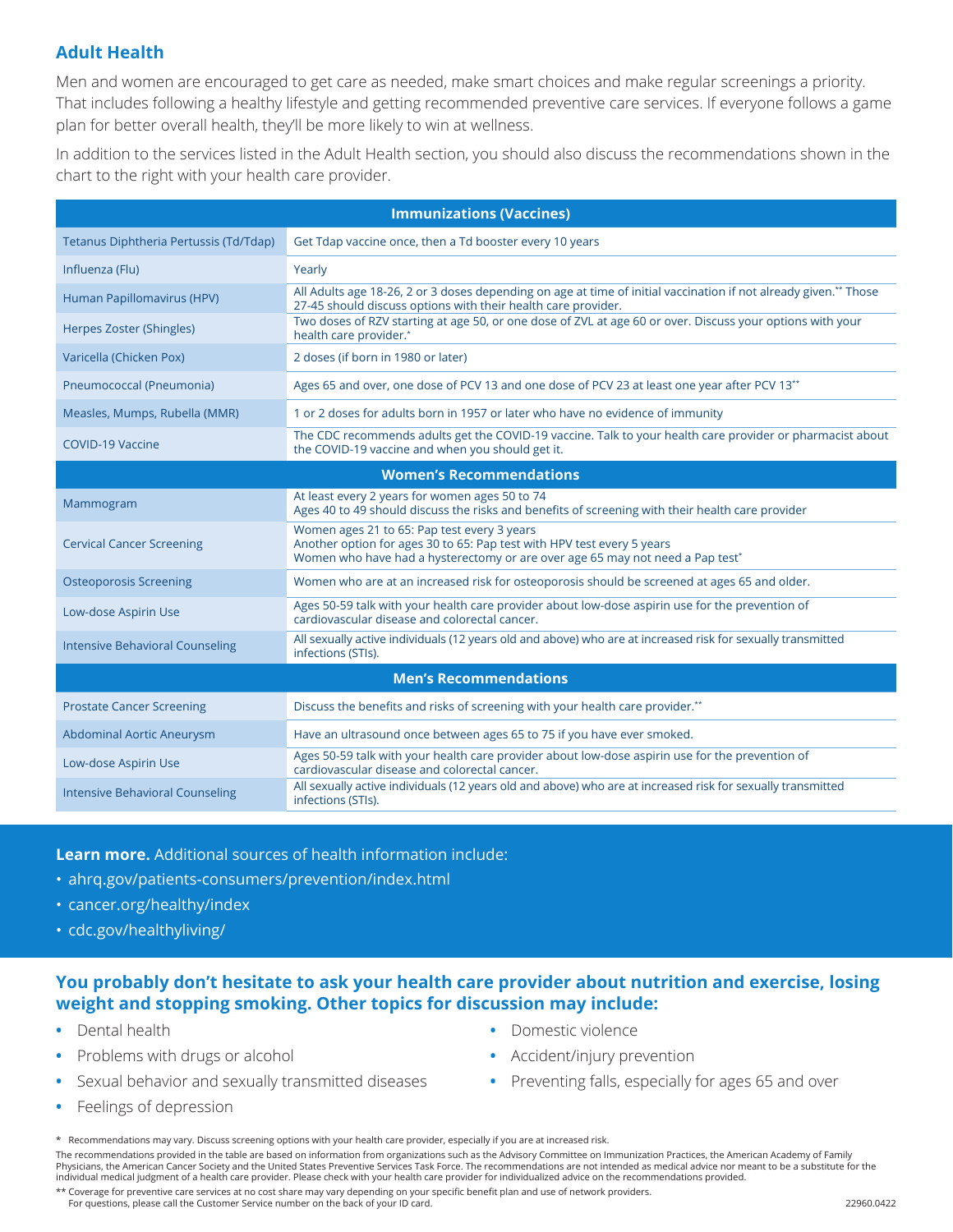## Adult Health

Men and women are encouraged to get care as needed, make smart choices and make regular screenings a priority. That includes following a healthy lifestyle and getting recommended preventive care services. If everyone follows a game plan for better overall health, they'll be more likely to win at wellness.

In addition to the services listed in the Adult Health section, you should also discuss the recommendations shown in the chart to the right with your health care provider.

| | |
|---|---|
| **Immunizations (Vaccines)** | |
| Tetanus Diphtheria Pertussis (Td/Tdap) | Get Tdap vaccine once, then a Td booster every 10 years |
| Influenza (Flu) | Yearly |
| Human Papillomavirus (HPV) | All Adults age 18-26, 2 or 3 doses depending on age at time of initial vaccination if not already given.** Those 27-45 should discuss options with their health care provider. |
| Herpes Zoster (Shingles) | Two doses of RZV starting at age 50, or one dose of ZVL at age 60 or over. Discuss your options with your health care provider.* |
| Varicella (Chicken Pox) | 2 doses (if born in 1980 or later) |
| Pneumococcal (Pneumonia) | Ages 65 and over, one dose of PCV 13 and one dose of PCV 23 at least one year after PCV 13** |
| Measles, Mumps, Rubella (MMR) | 1 or 2 doses for adults born in 1957 or later who have no evidence of immunity |
| COVID-19 Vaccine | The CDC recommends adults get the COVID-19 vaccine. Talk to your health care provider or pharmacist about the COVID-19 vaccine and when you should get it. |
| **Women's Recommendations** | |
| Mammogram | At least every 2 years for women ages 50 to 74<br>Ages 40 to 49 should discuss the risks and benefits of screening with their health care provider |
| Cervical Cancer Screening | Women ages 21 to 65: Pap test every 3 years<br>Another option for ages 30 to 65: Pap test with HPV test every 5 years<br>Women who have had a hysterectomy or are over age 65 may not need a Pap test* |
| Osteoporosis Screening | Women who are at an increased risk for osteoporosis should be screened at ages 65 and older. |
| Low-dose Aspirin Use | Ages 50-59 talk with your health care provider about low-dose aspirin use for the prevention of cardiovascular disease and colorectal cancer. |
| Intensive Behavioral Counseling | All sexually active individuals (12 years old and above) who are at increased risk for sexually transmitted infections (STIs). |
| **Men's Recommendations** | |
| Prostate Cancer Screening | Discuss the benefits and risks of screening with your health care provider.** |
| Abdominal Aortic Aneurysm | Have an ultrasound once between ages 65 to 75 if you have ever smoked. |
| Low-dose Aspirin Use | Ages 50-59 talk with your health care provider about low-dose aspirin use for the prevention of cardiovascular disease and colorectal cancer. |
| Intensive Behavioral Counseling | All sexually active individuals (12 years old and above) who are at increased risk for sexually transmitted infections (STIs). |

**Learn more.** Additional sources of health information include:

- ahrq.gov/patients-consumers/prevention/index.html
- cancer.org/healthy/index
- cdc.gov/healthyliving/

### You probably don't hesitate to ask your health care provider about nutrition and exercise, losing weight and stopping smoking. Other topics for discussion may include:

- Dental health
- Problems with drugs or alcohol
- Sexual behavior and sexually transmitted diseases
- Feelings of depression
- Domestic violence
- Accident/injury prevention
- Preventing falls, especially for ages 65 and over

\* Recommendations may vary. Discuss screening options with your health care provider, especially if you are at increased risk.

The recommendations provided in the table are based on information from organizations such as the Advisory Committee on Immunization Practices, the American Academy of Family Physicians, the American Cancer Society and the United States Preventive Services Task Force. The recommendations are not intended as medical advice nor meant to be a substitute for the individual medical judgment of a health care provider. Please check with your health care provider for individualized advice on the recommendations provided.

** Coverage for preventive care services at no cost share may vary depending on your specific benefit plan and use of network providers. For questions, please call the Customer Service number on the back of your ID card.

22960.0422